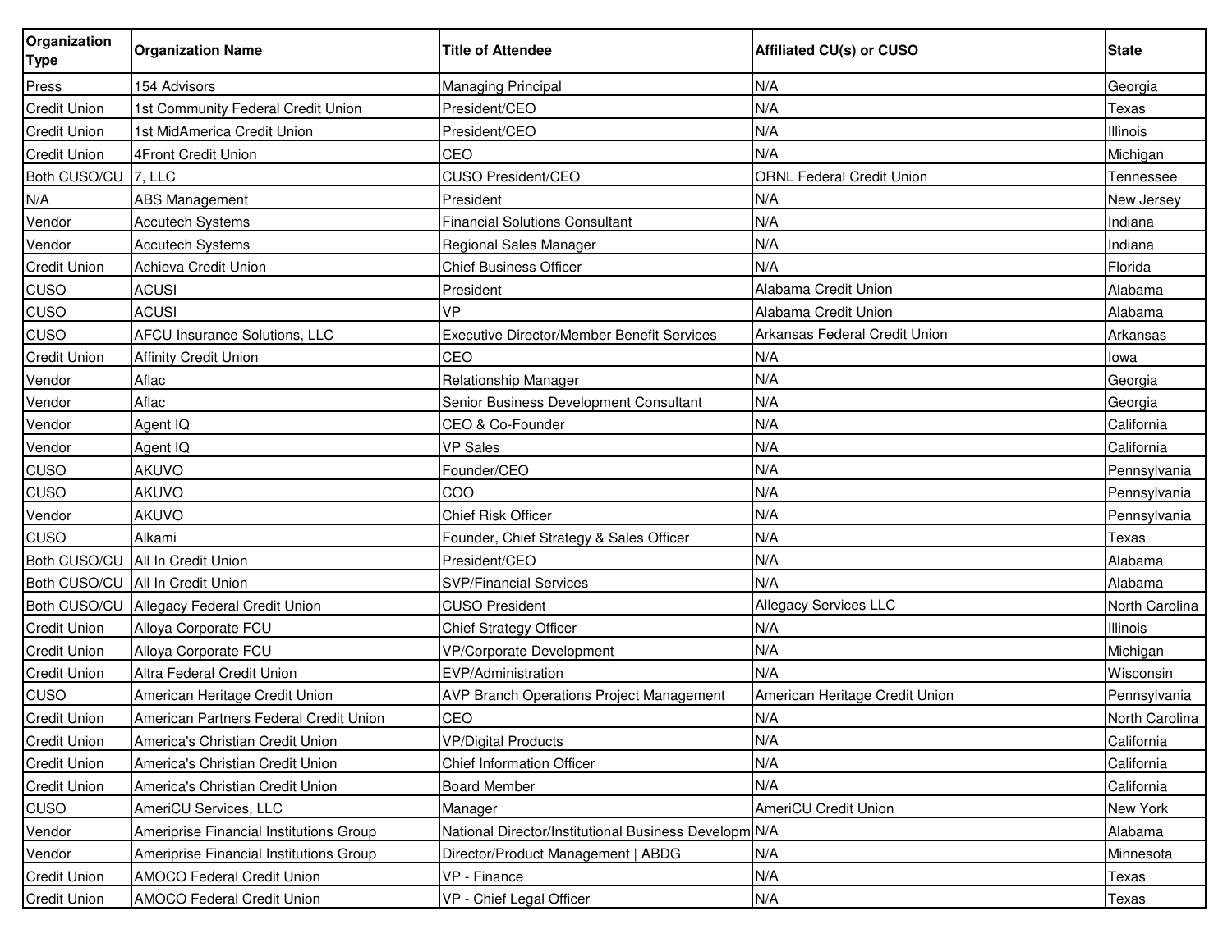| Organization Type | Organization Name | Title of Attendee | Affiliated CU(s) or CUSO | State |
|---|---|---|---|---|
| Press | 154 Advisors | Managing Principal | N/A | Georgia |
| Credit Union | 1st Community Federal Credit Union | President/CEO | N/A | Texas |
| Credit Union | 1st MidAmerica Credit Union | President/CEO | N/A | Illinois |
| Credit Union | 4Front Credit Union | CEO | N/A | Michigan |
| Both CUSO/CU | 7, LLC | CUSO President/CEO | ORNL Federal Credit Union | Tennessee |
| N/A | ABS Management | President | N/A | New Jersey |
| Vendor | Accutech Systems | Financial Solutions Consultant | N/A | Indiana |
| Vendor | Accutech Systems | Regional Sales Manager | N/A | Indiana |
| Credit Union | Achieva Credit Union | Chief Business Officer | N/A | Florida |
| CUSO | ACUSI | President | Alabama Credit Union | Alabama |
| CUSO | ACUSI | VP | Alabama Credit Union | Alabama |
| CUSO | AFCU Insurance Solutions, LLC | Executive Director/Member Benefit Services | Arkansas Federal Credit Union | Arkansas |
| Credit Union | Affinity Credit Union | CEO | N/A | Iowa |
| Vendor | Aflac | Relationship Manager | N/A | Georgia |
| Vendor | Aflac | Senior Business Development Consultant | N/A | Georgia |
| Vendor | Agent IQ | CEO & Co-Founder | N/A | California |
| Vendor | Agent IQ | VP Sales | N/A | California |
| CUSO | AKUVO | Founder/CEO | N/A | Pennsylvania |
| CUSO | AKUVO | COO | N/A | Pennsylvania |
| Vendor | AKUVO | Chief Risk Officer | N/A | Pennsylvania |
| CUSO | Alkami | Founder, Chief Strategy & Sales Officer | N/A | Texas |
| Both CUSO/CU | All In Credit Union | President/CEO | N/A | Alabama |
| Both CUSO/CU | All In Credit Union | SVP/Financial Services | N/A | Alabama |
| Both CUSO/CU | Allegacy Federal Credit Union | CUSO President | Allegacy Services LLC | North Carolina |
| Credit Union | Alloya Corporate FCU | Chief Strategy Officer | N/A | Illinois |
| Credit Union | Alloya Corporate FCU | VP/Corporate Development | N/A | Michigan |
| Credit Union | Altra Federal Credit Union | EVP/Administration | N/A | Wisconsin |
| CUSO | American Heritage Credit Union | AVP Branch Operations Project Management | American Heritage Credit Union | Pennsylvania |
| Credit Union | American Partners Federal Credit Union | CEO | N/A | North Carolina |
| Credit Union | America's Christian Credit Union | VP/Digital Products | N/A | California |
| Credit Union | America's Christian Credit Union | Chief Information Officer | N/A | California |
| Credit Union | America's Christian Credit Union | Board Member | N/A | California |
| CUSO | AmeriCU Services, LLC | Manager | AmeriCU Credit Union | New York |
| Vendor | Ameriprise Financial Institutions Group | National Director/Institutional Business Developm | N/A | Alabama |
| Vendor | Ameriprise Financial Institutions Group | Director/Product Management \| ABDG | N/A | Minnesota |
| Credit Union | AMOCO Federal Credit Union | VP - Finance | N/A | Texas |
| Credit Union | AMOCO Federal Credit Union | VP - Chief Legal Officer | N/A | Texas |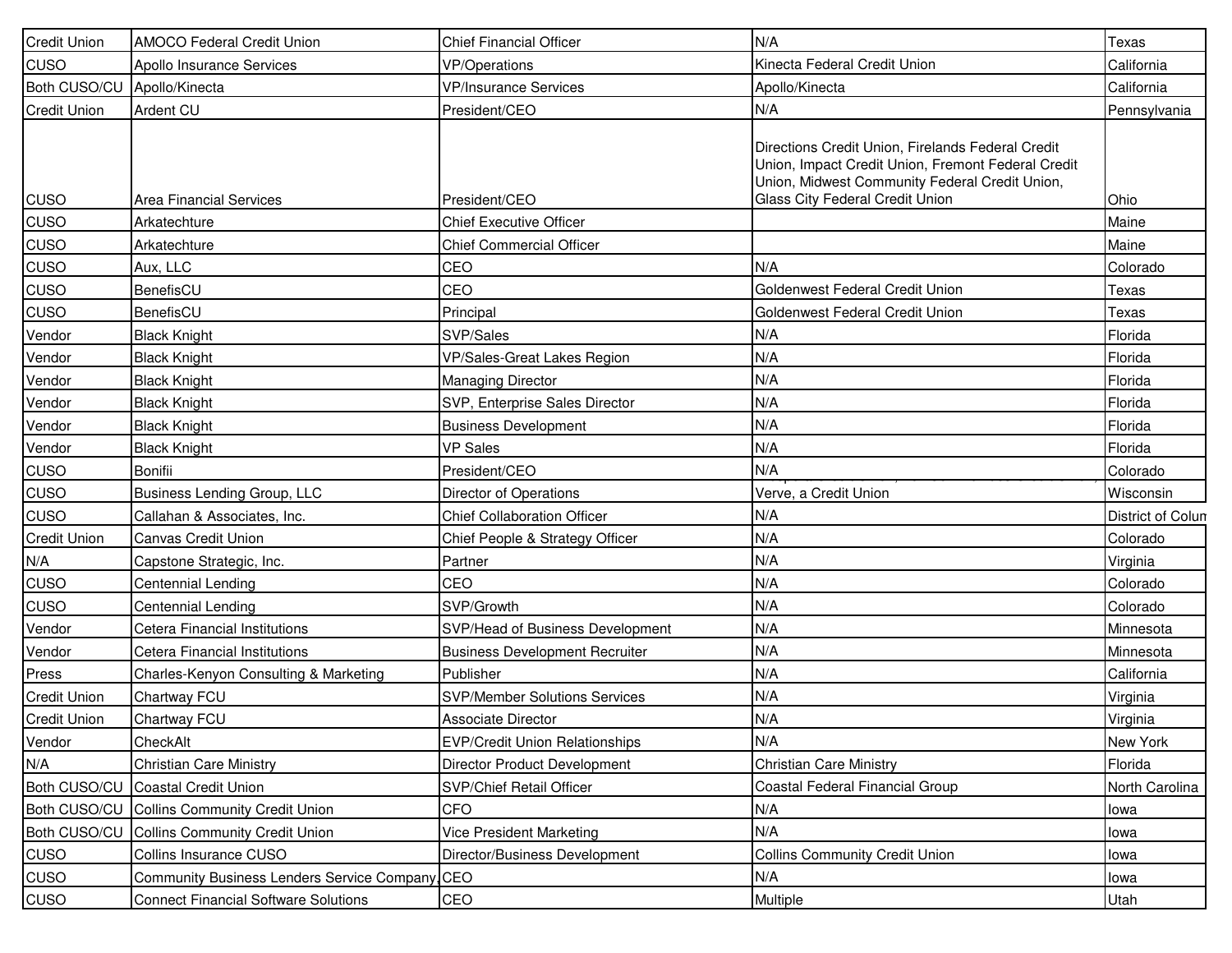| | | | | |
|---|---|---|---|---|
| Credit Union | AMOCO Federal Credit Union | Chief Financial Officer | N/A | Texas |
| CUSO | Apollo Insurance Services | VP/Operations | Kinecta Federal Credit Union | California |
| Both CUSO/CU | Apollo/Kinecta | VP/Insurance Services | Apollo/Kinecta | California |
| Credit Union | Ardent CU | President/CEO | N/A | Pennsylvania |
| CUSO | Area Financial Services | President/CEO | Directions Credit Union, Firelands Federal Credit Union, Impact Credit Union, Fremont Federal Credit Union, Midwest Community Federal Credit Union, Glass City Federal Credit Union | Ohio |
| CUSO | Arkatechture | Chief Executive Officer | | Maine |
| CUSO | Arkatechture | Chief Commercial Officer | | Maine |
| CUSO | Aux, LLC | CEO | N/A | Colorado |
| CUSO | BenefisCU | CEO | Goldenwest Federal Credit Union | Texas |
| CUSO | BenefisCU | Principal | Goldenwest Federal Credit Union | Texas |
| Vendor | Black Knight | SVP/Sales | N/A | Florida |
| Vendor | Black Knight | VP/Sales-Great Lakes Region | N/A | Florida |
| Vendor | Black Knight | Managing Director | N/A | Florida |
| Vendor | Black Knight | SVP, Enterprise Sales Director | N/A | Florida |
| Vendor | Black Knight | Business Development | N/A | Florida |
| Vendor | Black Knight | VP Sales | N/A | Florida |
| CUSO | Bonifii | President/CEO | N/A | Colorado |
| CUSO | Business Lending Group, LLC | Director of Operations | Verve, a Credit Union | Wisconsin |
| CUSO | Callahan & Associates, Inc. | Chief Collaboration Officer | N/A | District of Colum |
| Credit Union | Canvas Credit Union | Chief People & Strategy Officer | N/A | Colorado |
| N/A | Capstone Strategic, Inc. | Partner | N/A | Virginia |
| CUSO | Centennial Lending | CEO | N/A | Colorado |
| CUSO | Centennial Lending | SVP/Growth | N/A | Colorado |
| Vendor | Cetera Financial Institutions | SVP/Head of Business Development | N/A | Minnesota |
| Vendor | Cetera Financial Institutions | Business Development Recruiter | N/A | Minnesota |
| Press | Charles-Kenyon Consulting & Marketing | Publisher | N/A | California |
| Credit Union | Chartway FCU | SVP/Member Solutions Services | N/A | Virginia |
| Credit Union | Chartway FCU | Associate Director | N/A | Virginia |
| Vendor | CheckAlt | EVP/Credit Union Relationships | N/A | New York |
| N/A | Christian Care Ministry | Director Product Development | Christian Care Ministry | Florida |
| Both CUSO/CU | Coastal Credit Union | SVP/Chief Retail Officer | Coastal Federal Financial Group | North Carolina |
| Both CUSO/CU | Collins Community Credit Union | CFO | N/A | Iowa |
| Both CUSO/CU | Collins Community Credit Union | Vice President Marketing | N/A | Iowa |
| CUSO | Collins Insurance CUSO | Director/Business Development | Collins Community Credit Union | Iowa |
| CUSO | Community Business Lenders Service Company, | CEO | N/A | Iowa |
| CUSO | Connect Financial Software Solutions | CEO | Multiple | Utah |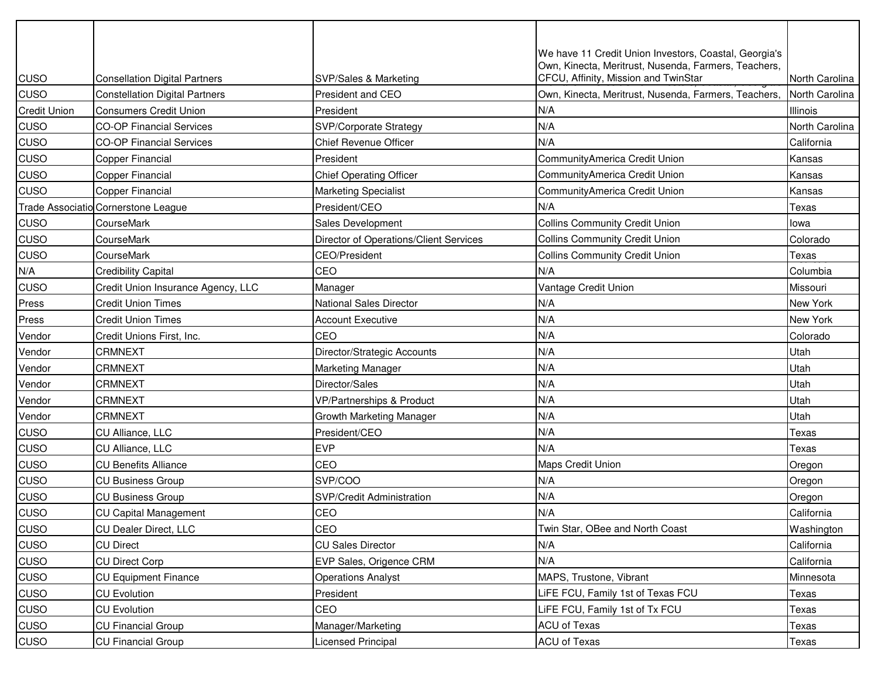| CUSO | Consellation Digital Partners | SVP/Sales & Marketing | We have 11 Credit Union Investors, Coastal, Georgia's Own, Kinecta, Meritrust, Nusenda, Farmers, Teachers, CFCU, Affinity, Mission and TwinStar | North Carolina |
|---|---|---|---|---|
| CUSO | Constellation Digital Partners | President and CEO | Own, Kinecta, Meritrust, Nusenda, Farmers, Teachers, | North Carolina |
| Credit Union | Consumers Credit Union | President | N/A | Illinois |
| CUSO | CO-OP Financial Services | SVP/Corporate Strategy | N/A | North Carolina |
| CUSO | CO-OP Financial Services | Chief Revenue Officer | N/A | California |
| CUSO | Copper Financial | President | CommunityAmerica Credit Union | Kansas |
| CUSO | Copper Financial | Chief Operating Officer | CommunityAmerica Credit Union | Kansas |
| CUSO | Copper Financial | Marketing Specialist | CommunityAmerica Credit Union | Kansas |
| Trade Associatio | Cornerstone League | President/CEO | N/A | Texas |
| CUSO | CourseMark | Sales Development | Collins Community Credit Union | Iowa |
| CUSO | CourseMark | Director of Operations/Client Services | Collins Community Credit Union | Colorado |
| CUSO | CourseMark | CEO/President | Collins Community Credit Union | Texas |
| N/A | Credibility Capital | CEO | N/A | Columbia |
| CUSO | Credit Union Insurance Agency, LLC | Manager | Vantage Credit Union | Missouri |
| Press | Credit Union Times | National Sales Director | N/A | New York |
| Press | Credit Union Times | Account Executive | N/A | New York |
| Vendor | Credit Unions First, Inc. | CEO | N/A | Colorado |
| Vendor | CRMNEXT | Director/Strategic Accounts | N/A | Utah |
| Vendor | CRMNEXT | Marketing Manager | N/A | Utah |
| Vendor | CRMNEXT | Director/Sales | N/A | Utah |
| Vendor | CRMNEXT | VP/Partnerships & Product | N/A | Utah |
| Vendor | CRMNEXT | Growth Marketing Manager | N/A | Utah |
| CUSO | CU Alliance, LLC | President/CEO | N/A | Texas |
| CUSO | CU Alliance, LLC | EVP | N/A | Texas |
| CUSO | CU Benefits Alliance | CEO | Maps Credit Union | Oregon |
| CUSO | CU Business Group | SVP/COO | N/A | Oregon |
| CUSO | CU Business Group | SVP/Credit Administration | N/A | Oregon |
| CUSO | CU Capital Management | CEO | N/A | California |
| CUSO | CU Dealer Direct, LLC | CEO | Twin Star, OBee and North Coast | Washington |
| CUSO | CU Direct | CU Sales Director | N/A | California |
| CUSO | CU Direct Corp | EVP Sales, Origence CRM | N/A | California |
| CUSO | CU Equipment Finance | Operations Analyst | MAPS, Trustone, Vibrant | Minnesota |
| CUSO | CU Evolution | President | LiFE FCU, Family 1st of Texas FCU | Texas |
| CUSO | CU Evolution | CEO | LiFE FCU, Family 1st of Tx FCU | Texas |
| CUSO | CU Financial Group | Manager/Marketing | ACU of Texas | Texas |
| CUSO | CU Financial Group | Licensed Principal | ACU of Texas | Texas |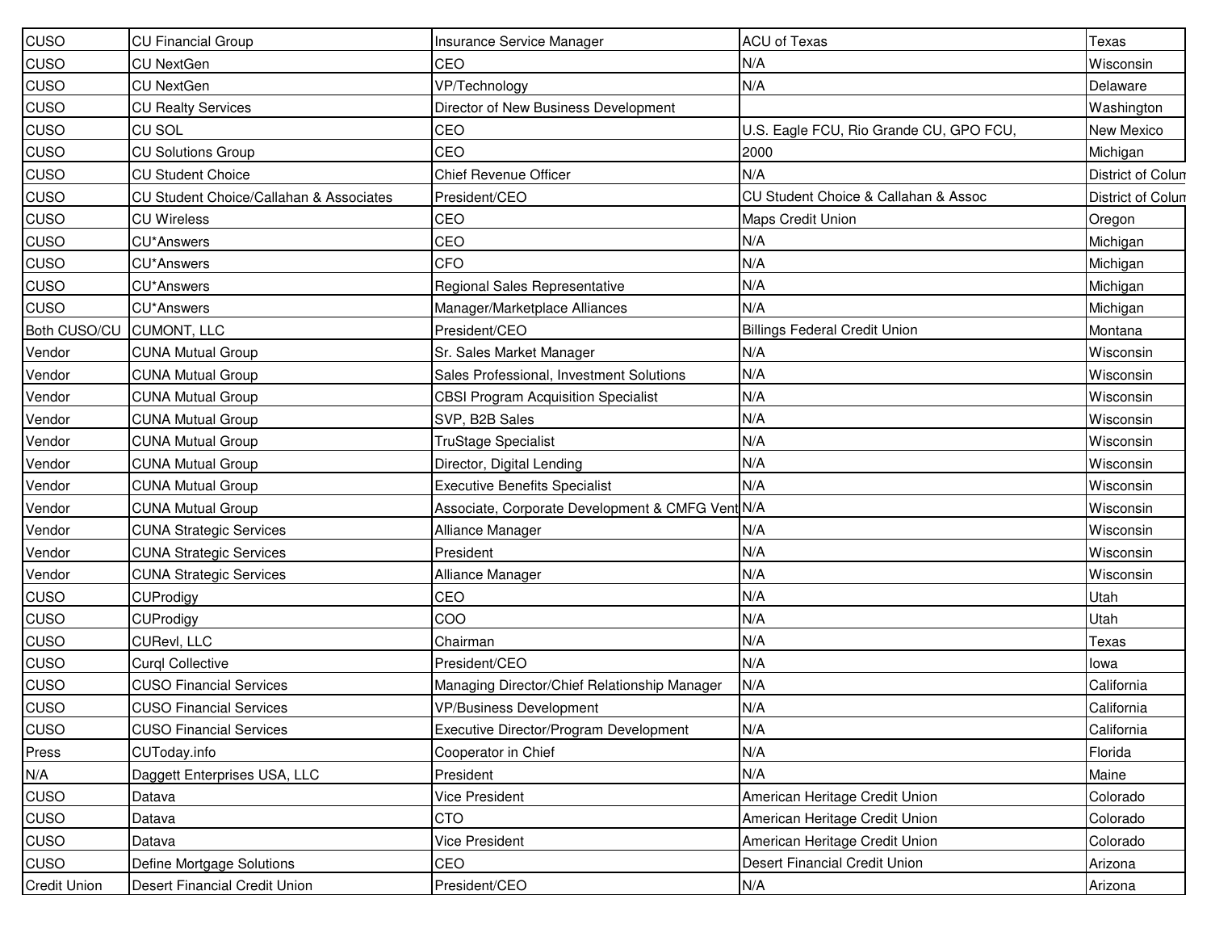| | | | | |
|---|---|---|---|---|
| CUSO | CU Financial Group | Insurance Service Manager | ACU of Texas | Texas |
| CUSO | CU NextGen | CEO | N/A | Wisconsin |
| CUSO | CU NextGen | VP/Technology | N/A | Delaware |
| CUSO | CU Realty Services | Director of New Business Development | | Washington |
| CUSO | CU SOL | CEO | U.S. Eagle FCU, Rio Grande CU, GPO FCU, | New Mexico |
| CUSO | CU Solutions Group | CEO | 2000 | Michigan |
| CUSO | CU Student Choice | Chief Revenue Officer | N/A | District of Colum |
| CUSO | CU Student Choice/Callahan & Associates | President/CEO | CU Student Choice & Callahan & Assoc | District of Colum |
| CUSO | CU Wireless | CEO | Maps Credit Union | Oregon |
| CUSO | CU*Answers | CEO | N/A | Michigan |
| CUSO | CU*Answers | CFO | N/A | Michigan |
| CUSO | CU*Answers | Regional Sales Representative | N/A | Michigan |
| CUSO | CU*Answers | Manager/Marketplace Alliances | N/A | Michigan |
| Both CUSO/CU | CUMONT, LLC | President/CEO | Billings Federal Credit Union | Montana |
| Vendor | CUNA Mutual Group | Sr. Sales Market Manager | N/A | Wisconsin |
| Vendor | CUNA Mutual Group | Sales Professional, Investment Solutions | N/A | Wisconsin |
| Vendor | CUNA Mutual Group | CBSI Program Acquisition Specialist | N/A | Wisconsin |
| Vendor | CUNA Mutual Group | SVP, B2B Sales | N/A | Wisconsin |
| Vendor | CUNA Mutual Group | TruStage Specialist | N/A | Wisconsin |
| Vendor | CUNA Mutual Group | Director, Digital Lending | N/A | Wisconsin |
| Vendor | CUNA Mutual Group | Executive Benefits Specialist | N/A | Wisconsin |
| Vendor | CUNA Mutual Group | Associate, Corporate Development & CMFG Vent | N/A | Wisconsin |
| Vendor | CUNA Strategic Services | Alliance Manager | N/A | Wisconsin |
| Vendor | CUNA Strategic Services | President | N/A | Wisconsin |
| Vendor | CUNA Strategic Services | Alliance Manager | N/A | Wisconsin |
| CUSO | CUProdigy | CEO | N/A | Utah |
| CUSO | CUProdigy | COO | N/A | Utah |
| CUSO | CURevl, LLC | Chairman | N/A | Texas |
| CUSO | Curql Collective | President/CEO | N/A | Iowa |
| CUSO | CUSO Financial Services | Managing Director/Chief Relationship Manager | N/A | California |
| CUSO | CUSO Financial Services | VP/Business Development | N/A | California |
| CUSO | CUSO Financial Services | Executive Director/Program Development | N/A | California |
| Press | CUToday.info | Cooperator in Chief | N/A | Florida |
| N/A | Daggett Enterprises USA, LLC | President | N/A | Maine |
| CUSO | Datava | Vice President | American Heritage Credit Union | Colorado |
| CUSO | Datava | CTO | American Heritage Credit Union | Colorado |
| CUSO | Datava | Vice President | American Heritage Credit Union | Colorado |
| CUSO | Define Mortgage Solutions | CEO | Desert Financial Credit Union | Arizona |
| Credit Union | Desert Financial Credit Union | President/CEO | N/A | Arizona |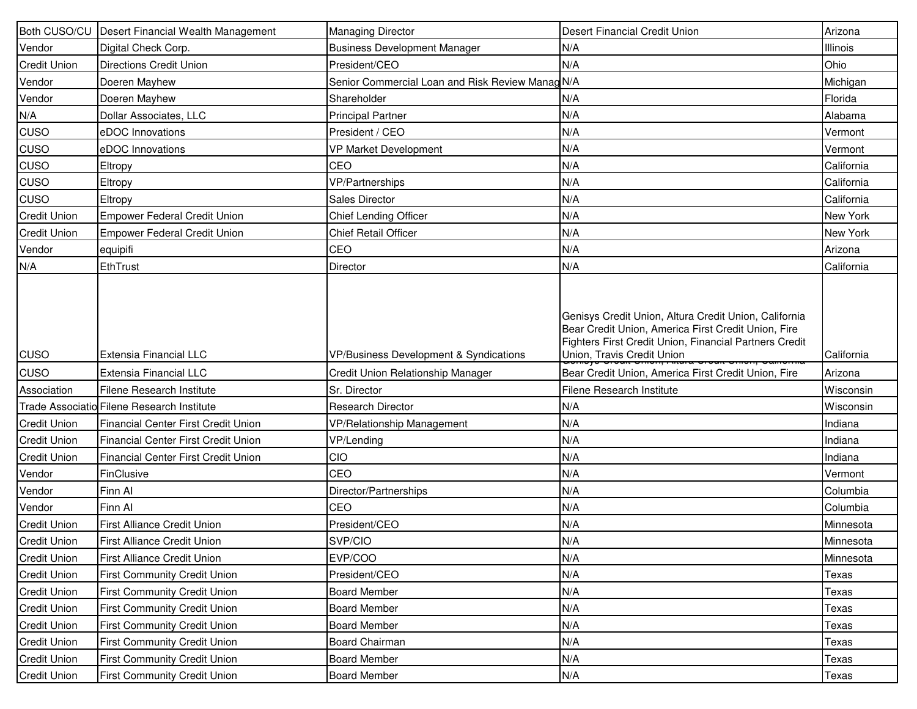| Both CUSO/CU | Desert Financial Wealth Management | Managing Director | Desert Financial Credit Union | Arizona |
|---|---|---|---|---|
| Vendor | Digital Check Corp. | Business Development Manager | N/A | Illinois |
| Credit Union | Directions Credit Union | President/CEO | N/A | Ohio |
| Vendor | Doeren Mayhew | Senior Commercial Loan and Risk Review Manag | N/A | Michigan |
| Vendor | Doeren Mayhew | Shareholder | N/A | Florida |
| N/A | Dollar Associates, LLC | Principal Partner | N/A | Alabama |
| CUSO | eDOC Innovations | President / CEO | N/A | Vermont |
| CUSO | eDOC Innovations | VP Market Development | N/A | Vermont |
| CUSO | Eltropy | CEO | N/A | California |
| CUSO | Eltropy | VP/Partnerships | N/A | California |
| CUSO | Eltropy | Sales Director | N/A | California |
| Credit Union | Empower Federal Credit Union | Chief Lending Officer | N/A | New York |
| Credit Union | Empower Federal Credit Union | Chief Retail Officer | N/A | New York |
| Vendor | equipifi | CEO | N/A | Arizona |
| N/A | EthTrust | Director | N/A | California |
| CUSO | Extensia Financial LLC | VP/Business Development & Syndications | Genisys Credit Union, Altura Credit Union, California Bear Credit Union, America First Credit Union, Fire Fighters First Credit Union, Financial Partners Credit Union, Travis Credit Union | California |
| CUSO | Extensia Financial LLC | Credit Union Relationship Manager | Genisys Credit Union, Altura Credit Union, California Bear Credit Union, America First Credit Union, Fire | Arizona |
| Association | Filene Research Institute | Sr. Director | Filene Research Institute | Wisconsin |
| Trade Associatio | Filene Research Institute | Research Director | N/A | Wisconsin |
| Credit Union | Financial Center First Credit Union | VP/Relationship Management | N/A | Indiana |
| Credit Union | Financial Center First Credit Union | VP/Lending | N/A | Indiana |
| Credit Union | Financial Center First Credit Union | CIO | N/A | Indiana |
| Vendor | FinClusive | CEO | N/A | Vermont |
| Vendor | Finn AI | Director/Partnerships | N/A | Columbia |
| Vendor | Finn AI | CEO | N/A | Columbia |
| Credit Union | First Alliance Credit Union | President/CEO | N/A | Minnesota |
| Credit Union | First Alliance Credit Union | SVP/CIO | N/A | Minnesota |
| Credit Union | First Alliance Credit Union | EVP/COO | N/A | Minnesota |
| Credit Union | First Community Credit Union | President/CEO | N/A | Texas |
| Credit Union | First Community Credit Union | Board Member | N/A | Texas |
| Credit Union | First Community Credit Union | Board Member | N/A | Texas |
| Credit Union | First Community Credit Union | Board Member | N/A | Texas |
| Credit Union | First Community Credit Union | Board Chairman | N/A | Texas |
| Credit Union | First Community Credit Union | Board Member | N/A | Texas |
| Credit Union | First Community Credit Union | Board Member | N/A | Texas |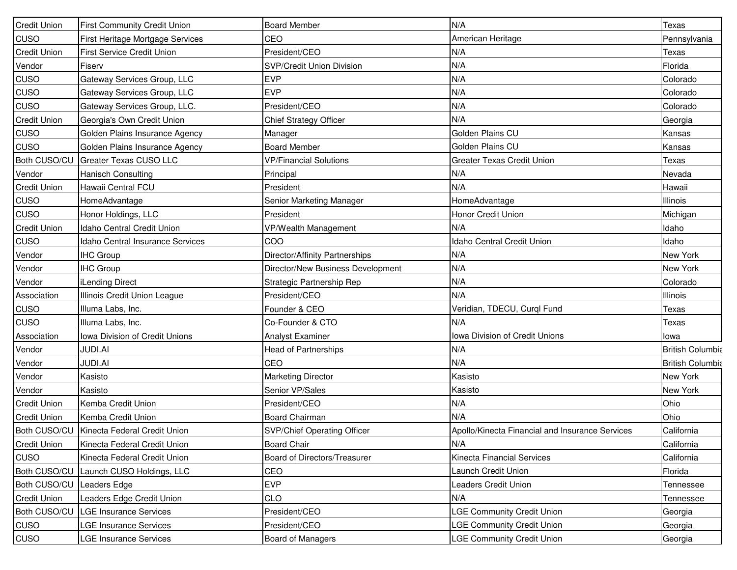| | | | | |
|---|---|---|---|---|
| Credit Union | First Community Credit Union | Board Member | N/A | Texas |
| CUSO | First Heritage Mortgage Services | CEO | American Heritage | Pennsylvania |
| Credit Union | First Service Credit Union | President/CEO | N/A | Texas |
| Vendor | Fiserv | SVP/Credit Union Division | N/A | Florida |
| CUSO | Gateway Services Group, LLC | EVP | N/A | Colorado |
| CUSO | Gateway Services Group, LLC | EVP | N/A | Colorado |
| CUSO | Gateway Services Group, LLC. | President/CEO | N/A | Colorado |
| Credit Union | Georgia's Own Credit Union | Chief Strategy Officer | N/A | Georgia |
| CUSO | Golden Plains Insurance Agency | Manager | Golden Plains CU | Kansas |
| CUSO | Golden Plains Insurance Agency | Board Member | Golden Plains CU | Kansas |
| Both CUSO/CU | Greater Texas CUSO LLC | VP/Financial Solutions | Greater Texas Credit Union | Texas |
| Vendor | Hanisch Consulting | Principal | N/A | Nevada |
| Credit Union | Hawaii Central FCU | President | N/A | Hawaii |
| CUSO | HomeAdvantage | Senior Marketing Manager | HomeAdvantage | Illinois |
| CUSO | Honor Holdings, LLC | President | Honor Credit Union | Michigan |
| Credit Union | Idaho Central Credit Union | VP/Wealth Management | N/A | Idaho |
| CUSO | Idaho Central Insurance Services | COO | Idaho Central Credit Union | Idaho |
| Vendor | IHC Group | Director/Affinity Partnerships | N/A | New York |
| Vendor | IHC Group | Director/New Business Development | N/A | New York |
| Vendor | iLending Direct | Strategic Partnership Rep | N/A | Colorado |
| Association | Illinois Credit Union League | President/CEO | N/A | Illinois |
| CUSO | Illuma Labs, Inc. | Founder & CEO | Veridian, TDECU, Curql Fund | Texas |
| CUSO | Illuma Labs, Inc. | Co-Founder & CTO | N/A | Texas |
| Association | Iowa Division of Credit Unions | Analyst Examiner | Iowa Division of Credit Unions | Iowa |
| Vendor | JUDI.AI | Head of Partnerships | N/A | British Columbia |
| Vendor | JUDI.AI | CEO | N/A | British Columbia |
| Vendor | Kasisto | Marketing Director | Kasisto | New York |
| Vendor | Kasisto | Senior VP/Sales | Kasisto | New York |
| Credit Union | Kemba Credit Union | President/CEO | N/A | Ohio |
| Credit Union | Kemba Credit Union | Board Chairman | N/A | Ohio |
| Both CUSO/CU | Kinecta Federal Credit Union | SVP/Chief Operating Officer | Apollo/Kinecta Financial and Insurance Services | California |
| Credit Union | Kinecta Federal Credit Union | Board Chair | N/A | California |
| CUSO | Kinecta Federal Credit Union | Board of Directors/Treasurer | Kinecta Financial Services | California |
| Both CUSO/CU | Launch CUSO Holdings, LLC | CEO | Launch Credit Union | Florida |
| Both CUSO/CU | Leaders Edge | EVP | Leaders Credit Union | Tennessee |
| Credit Union | Leaders Edge Credit Union | CLO | N/A | Tennessee |
| Both CUSO/CU | LGE Insurance Services | President/CEO | LGE Community Credit Union | Georgia |
| CUSO | LGE Insurance Services | President/CEO | LGE Community Credit Union | Georgia |
| CUSO | LGE Insurance Services | Board of Managers | LGE Community Credit Union | Georgia |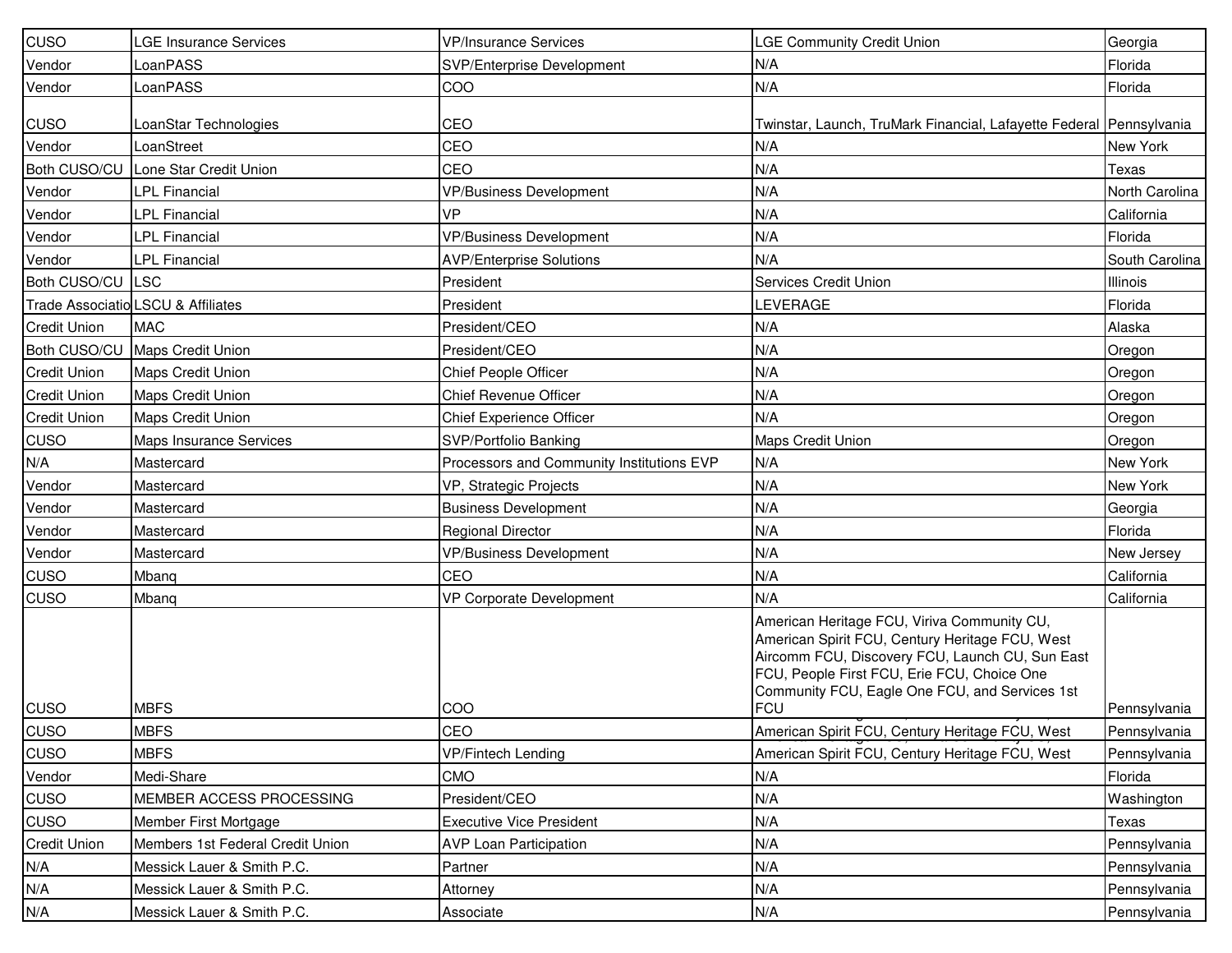| CUSO | LGE Insurance Services | VP/Insurance Services | LGE Community Credit Union | Georgia |
|---|---|---|---|---|
| Vendor | LoanPASS | SVP/Enterprise Development | N/A | Florida |
| Vendor | LoanPASS | COO | N/A | Florida |
| CUSO | LoanStar Technologies | CEO | Twinstar, Launch, TruMark Financial, Lafayette Federal | Pennsylvania |
| Vendor | LoanStreet | CEO | N/A | New York |
| Both CUSO/CU | Lone Star Credit Union | CEO | N/A | Texas |
| Vendor | LPL Financial | VP/Business Development | N/A | North Carolina |
| Vendor | LPL Financial | VP | N/A | California |
| Vendor | LPL Financial | VP/Business Development | N/A | Florida |
| Vendor | LPL Financial | AVP/Enterprise Solutions | N/A | South Carolina |
| Both CUSO/CU | LSC | President | Services Credit Union | Illinois |
| Trade Associatio | LSCU & Affiliates | President | LEVERAGE | Florida |
| Credit Union | MAC | President/CEO | N/A | Alaska |
| Both CUSO/CU | Maps Credit Union | President/CEO | N/A | Oregon |
| Credit Union | Maps Credit Union | Chief People Officer | N/A | Oregon |
| Credit Union | Maps Credit Union | Chief Revenue Officer | N/A | Oregon |
| Credit Union | Maps Credit Union | Chief Experience Officer | N/A | Oregon |
| CUSO | Maps Insurance Services | SVP/Portfolio Banking | Maps Credit Union | Oregon |
| N/A | Mastercard | Processors and Community Institutions EVP | N/A | New York |
| Vendor | Mastercard | VP, Strategic Projects | N/A | New York |
| Vendor | Mastercard | Business Development | N/A | Georgia |
| Vendor | Mastercard | Regional Director | N/A | Florida |
| Vendor | Mastercard | VP/Business Development | N/A | New Jersey |
| CUSO | Mbanq | CEO | N/A | California |
| CUSO | Mbanq | VP Corporate Development | N/A | California |
| CUSO | MBFS | COO | American Heritage FCU, Viriva Community CU, American Spirit FCU, Century Heritage FCU, West Aircomm FCU, Discovery FCU, Launch CU, Sun East FCU, People First FCU, Erie FCU, Choice One Community FCU, Eagle One FCU, and Services 1st FCU | Pennsylvania |
| CUSO | MBFS | CEO | American Spirit FCU, Century Heritage FCU, West | Pennsylvania |
| CUSO | MBFS | VP/Fintech Lending | American Spirit FCU, Century Heritage FCU, West | Pennsylvania |
| Vendor | Medi-Share | CMO | N/A | Florida |
| CUSO | MEMBER ACCESS PROCESSING | President/CEO | N/A | Washington |
| CUSO | Member First Mortgage | Executive Vice President | N/A | Texas |
| Credit Union | Members 1st Federal Credit Union | AVP Loan Participation | N/A | Pennsylvania |
| N/A | Messick Lauer & Smith P.C. | Partner | N/A | Pennsylvania |
| N/A | Messick Lauer & Smith P.C. | Attorney | N/A | Pennsylvania |
| N/A | Messick Lauer & Smith P.C. | Associate | N/A | Pennsylvania |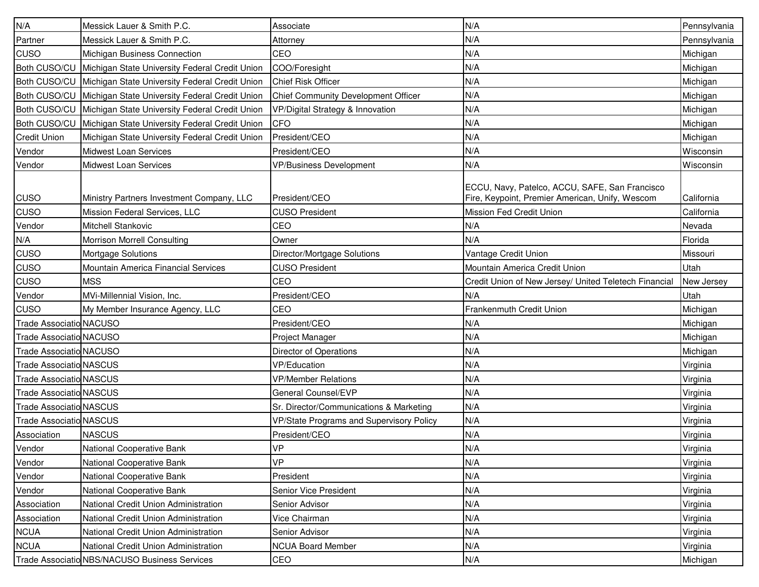| | | | | |
|---|---|---|---|---|
| N/A | Messick Lauer & Smith P.C. | Associate | N/A | Pennsylvania |
| Partner | Messick Lauer & Smith P.C. | Attorney | N/A | Pennsylvania |
| CUSO | Michigan Business Connection | CEO | N/A | Michigan |
| Both CUSO/CU | Michigan State University Federal Credit Union | COO/Foresight | N/A | Michigan |
| Both CUSO/CU | Michigan State University Federal Credit Union | Chief Risk Officer | N/A | Michigan |
| Both CUSO/CU | Michigan State University Federal Credit Union | Chief Community Development Officer | N/A | Michigan |
| Both CUSO/CU | Michigan State University Federal Credit Union | VP/Digital Strategy & Innovation | N/A | Michigan |
| Both CUSO/CU | Michigan State University Federal Credit Union | CFO | N/A | Michigan |
| Credit Union | Michigan State University Federal Credit Union | President/CEO | N/A | Michigan |
| Vendor | Midwest Loan Services | President/CEO | N/A | Wisconsin |
| Vendor | Midwest Loan Services | VP/Business Development | N/A | Wisconsin |
| CUSO | Ministry Partners Investment Company, LLC | President/CEO | ECCU, Navy, Patelco, ACCU, SAFE, San Francisco Fire, Keypoint, Premier American, Unify, Wescom | California |
| CUSO | Mission Federal Services, LLC | CUSO President | Mission Fed Credit Union | California |
| Vendor | Mitchell Stankovic | CEO | N/A | Nevada |
| N/A | Morrison Morrell Consulting | Owner | N/A | Florida |
| CUSO | Mortgage Solutions | Director/Mortgage Solutions | Vantage Credit Union | Missouri |
| CUSO | Mountain America Financial Services | CUSO President | Mountain America Credit Union | Utah |
| CUSO | MSS | CEO | Credit Union of New Jersey/ United Teletech Financial | New Jersey |
| Vendor | MVi-Millennial Vision, Inc. | President/CEO | N/A | Utah |
| CUSO | My Member Insurance Agency, LLC | CEO | Frankenmuth Credit Union | Michigan |
| Trade Associatio | NACUSO | President/CEO | N/A | Michigan |
| Trade Associatio | NACUSO | Project Manager | N/A | Michigan |
| Trade Associatio | NACUSO | Director of Operations | N/A | Michigan |
| Trade Associatio | NASCUS | VP/Education | N/A | Virginia |
| Trade Associatio | NASCUS | VP/Member Relations | N/A | Virginia |
| Trade Associatio | NASCUS | General Counsel/EVP | N/A | Virginia |
| Trade Associatio | NASCUS | Sr. Director/Communications & Marketing | N/A | Virginia |
| Trade Associatio | NASCUS | VP/State Programs and Supervisory Policy | N/A | Virginia |
| Association | NASCUS | President/CEO | N/A | Virginia |
| Vendor | National Cooperative Bank | VP | N/A | Virginia |
| Vendor | National Cooperative Bank | VP | N/A | Virginia |
| Vendor | National Cooperative Bank | President | N/A | Virginia |
| Vendor | National Cooperative Bank | Senior Vice President | N/A | Virginia |
| Association | National Credit Union Administration | Senior Advisor | N/A | Virginia |
| Association | National Credit Union Administration | Vice Chairman | N/A | Virginia |
| NCUA | National Credit Union Administration | Senior Advisor | N/A | Virginia |
| NCUA | National Credit Union Administration | NCUA Board Member | N/A | Virginia |
| Trade Associatio | NBS/NACUSO Business Services | CEO | N/A | Michigan |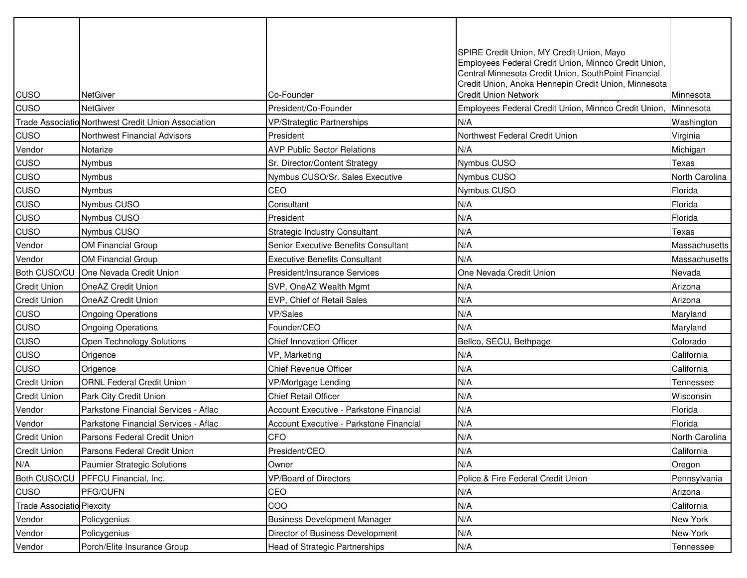| | | | | |
|---|---|---|---|---|
| CUSO | NetGiver | Co-Founder | SPIRE Credit Union, MY Credit Union, Mayo Employees Federal Credit Union, Minnco Credit Union, Central Minnesota Credit Union, SouthPoint Financial Credit Union, Anoka Hennepin Credit Union, Minnesota Credit Union Network | Minnesota |
| CUSO | NetGiver | President/Co-Founder | Employees Federal Credit Union, Minnco Credit Union, | Minnesota |
| Trade Associatio | Northwest Credit Union Association | VP/Strategtic Partnerships | N/A | Washington |
| CUSO | Northwest Financial Advisors | President | Northwest Federal Credit Union | Virginia |
| Vendor | Notarize | AVP Public Sector Relations | N/A | Michigan |
| CUSO | Nymbus | Sr. Director/Content Strategy | Nymbus CUSO | Texas |
| CUSO | Nymbus | Nymbus CUSO/Sr. Sales Executive | Nymbus CUSO | North Carolina |
| CUSO | Nymbus | CEO | Nymbus CUSO | Florida |
| CUSO | Nymbus CUSO | Consultant | N/A | Florida |
| CUSO | Nymbus CUSO | President | N/A | Florida |
| CUSO | Nymbus CUSO | Strategic Industry Consultant | N/A | Texas |
| Vendor | OM Financial Group | Senior Executive Benefits Consultant | N/A | Massachusetts |
| Vendor | OM Financial Group | Executive Benefits Consultant | N/A | Massachusetts |
| Both CUSO/CU | One Nevada Credit Union | President/Insurance Services | One Nevada Credit Union | Nevada |
| Credit Union | OneAZ Credit Union | SVP, OneAZ Wealth Mgmt | N/A | Arizona |
| Credit Union | OneAZ Credit Union | EVP, Chief of Retail Sales | N/A | Arizona |
| CUSO | Ongoing Operations | VP/Sales | N/A | Maryland |
| CUSO | Ongoing Operations | Founder/CEO | N/A | Maryland |
| CUSO | Open Technology Solutions | Chief Innovation Officer | Bellco, SECU, Bethpage | Colorado |
| CUSO | Origence | VP, Marketing | N/A | California |
| CUSO | Origence | Chief Revenue Officer | N/A | California |
| Credit Union | ORNL Federal Credit Union | VP/Mortgage Lending | N/A | Tennessee |
| Credit Union | Park City Credit Union | Chief Retail Officer | N/A | Wisconsin |
| Vendor | Parkstone Financial Services - Aflac | Account Executive - Parkstone Financial | N/A | Florida |
| Vendor | Parkstone Financial Services - Aflac | Account Executive - Parkstone Financial | N/A | Florida |
| Credit Union | Parsons Federal Credit Union | CFO | N/A | North Carolina |
| Credit Union | Parsons Federal Credit Union | President/CEO | N/A | California |
| N/A | Paumier Strategic Solutions | Owner | N/A | Oregon |
| Both CUSO/CU | PFFCU Financial, Inc. | VP/Board of Directors | Police & Fire Federal Credit Union | Pennsylvania |
| CUSO | PFG/CUFN | CEO | N/A | Arizona |
| Trade Associatio | Plexcity | COO | N/A | California |
| Vendor | Policygenius | Business Development Manager | N/A | New York |
| Vendor | Policygenius | Director of Business Development | N/A | New York |
| Vendor | Porch/Elite Insurance Group | Head of Strategic Partnerships | N/A | Tennessee |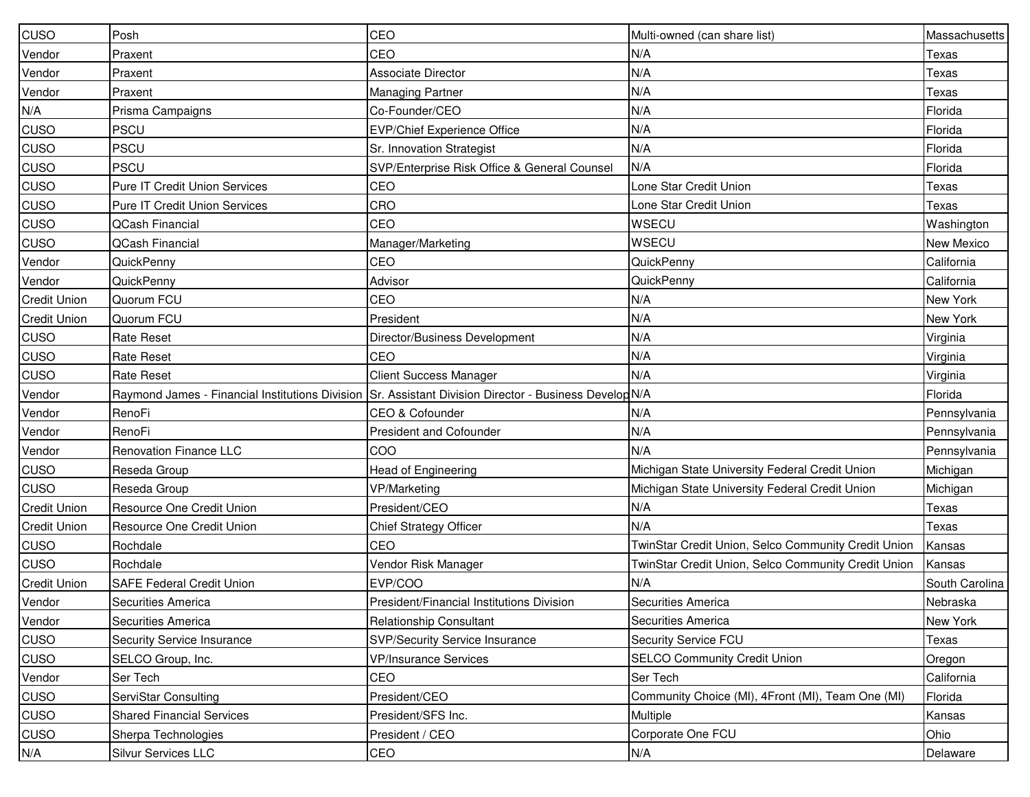| CUSO | Posh | CEO | Multi-owned (can share list) | Massachusetts |
|---|---|---|---|---|
| Vendor | Praxent | CEO | N/A | Texas |
| Vendor | Praxent | Associate Director | N/A | Texas |
| Vendor | Praxent | Managing Partner | N/A | Texas |
| N/A | Prisma Campaigns | Co-Founder/CEO | N/A | Florida |
| CUSO | PSCU | EVP/Chief Experience Office | N/A | Florida |
| CUSO | PSCU | Sr. Innovation Strategist | N/A | Florida |
| CUSO | PSCU | SVP/Enterprise Risk Office & General Counsel | N/A | Florida |
| CUSO | Pure IT Credit Union Services | CEO | Lone Star Credit Union | Texas |
| CUSO | Pure IT Credit Union Services | CRO | Lone Star Credit Union | Texas |
| CUSO | QCash Financial | CEO | WSECU | Washington |
| CUSO | QCash Financial | Manager/Marketing | WSECU | New Mexico |
| Vendor | QuickPenny | CEO | QuickPenny | California |
| Vendor | QuickPenny | Advisor | QuickPenny | California |
| Credit Union | Quorum FCU | CEO | N/A | New York |
| Credit Union | Quorum FCU | President | N/A | New York |
| CUSO | Rate Reset | Director/Business Development | N/A | Virginia |
| CUSO | Rate Reset | CEO | N/A | Virginia |
| CUSO | Rate Reset | Client Success Manager | N/A | Virginia |
| Vendor | Raymond James - Financial Institutions Division | Sr. Assistant Division Director - Business Develop | N/A | Florida |
| Vendor | RenoFi | CEO & Cofounder | N/A | Pennsylvania |
| Vendor | RenoFi | President and Cofounder | N/A | Pennsylvania |
| Vendor | Renovation Finance LLC | COO | N/A | Pennsylvania |
| CUSO | Reseda Group | Head of Engineering | Michigan State University Federal Credit Union | Michigan |
| CUSO | Reseda Group | VP/Marketing | Michigan State University Federal Credit Union | Michigan |
| Credit Union | Resource One Credit Union | President/CEO | N/A | Texas |
| Credit Union | Resource One Credit Union | Chief Strategy Officer | N/A | Texas |
| CUSO | Rochdale | CEO | TwinStar Credit Union, Selco Community Credit Union | Kansas |
| CUSO | Rochdale | Vendor Risk Manager | TwinStar Credit Union, Selco Community Credit Union | Kansas |
| Credit Union | SAFE Federal Credit Union | EVP/COO | N/A | South Carolina |
| Vendor | Securities America | President/Financial Institutions Division | Securities America | Nebraska |
| Vendor | Securities America | Relationship Consultant | Securities America | New York |
| CUSO | Security Service Insurance | SVP/Security Service Insurance | Security Service FCU | Texas |
| CUSO | SELCO Group, Inc. | VP/Insurance Services | SELCO Community Credit Union | Oregon |
| Vendor | Ser Tech | CEO | Ser Tech | California |
| CUSO | ServiStar Consulting | President/CEO | Community Choice (MI), 4Front (MI), Team One (MI) | Florida |
| CUSO | Shared Financial Services | President/SFS Inc. | Multiple | Kansas |
| CUSO | Sherpa Technologies | President / CEO | Corporate One FCU | Ohio |
| N/A | Silvur Services LLC | CEO | N/A | Delaware |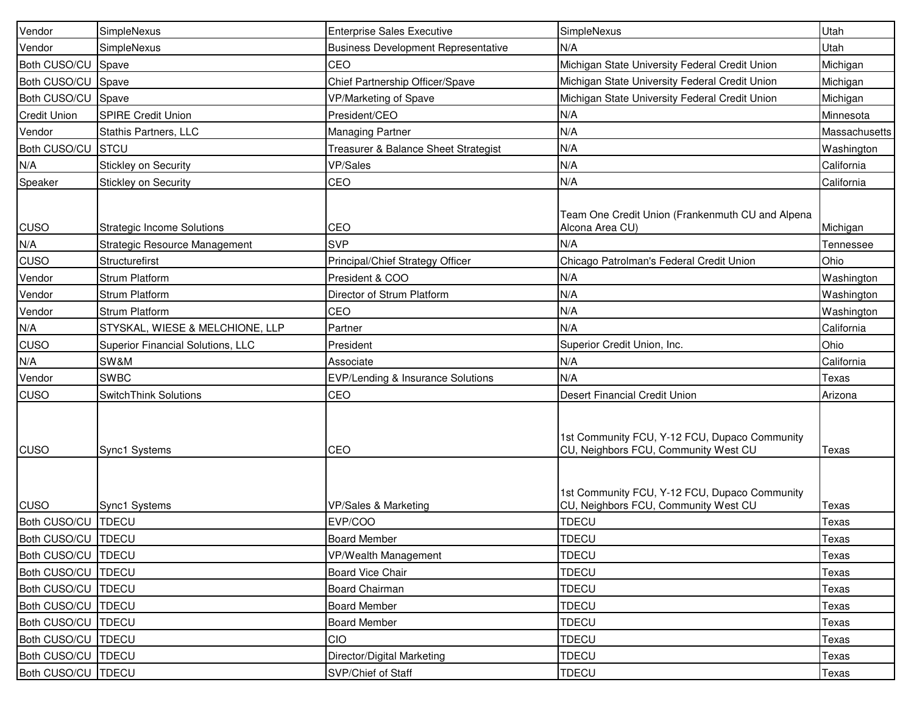| Vendor | SimpleNexus | Enterprise Sales Executive | SimpleNexus | Utah |
|---|---|---|---|---|
| Vendor | SimpleNexus | Business Development Representative | N/A | Utah |
| Both CUSO/CU | Spave | CEO | Michigan State University Federal Credit Union | Michigan |
| Both CUSO/CU | Spave | Chief Partnership Officer/Spave | Michigan State University Federal Credit Union | Michigan |
| Both CUSO/CU | Spave | VP/Marketing of Spave | Michigan State University Federal Credit Union | Michigan |
| Credit Union | SPIRE Credit Union | President/CEO | N/A | Minnesota |
| Vendor | Stathis Partners, LLC | Managing Partner | N/A | Massachusetts |
| Both CUSO/CU | STCU | Treasurer & Balance Sheet Strategist | N/A | Washington |
| N/A | Stickley on Security | VP/Sales | N/A | California |
| Speaker | Stickley on Security | CEO | N/A | California |
| CUSO | Strategic Income Solutions | CEO | Team One Credit Union (Frankenmuth CU and Alpena Alcona Area CU) | Michigan |
| N/A | Strategic Resource Management | SVP | N/A | Tennessee |
| CUSO | Structurefirst | Principal/Chief Strategy Officer | Chicago Patrolman's Federal Credit Union | Ohio |
| Vendor | Strum Platform | President & COO | N/A | Washington |
| Vendor | Strum Platform | Director of Strum Platform | N/A | Washington |
| Vendor | Strum Platform | CEO | N/A | Washington |
| N/A | STYSKAL, WIESE & MELCHIONE, LLP | Partner | N/A | California |
| CUSO | Superior Financial Solutions, LLC | President | Superior Credit Union, Inc. | Ohio |
| N/A | SW&M | Associate | N/A | California |
| Vendor | SWBC | EVP/Lending & Insurance Solutions | N/A | Texas |
| CUSO | SwitchThink Solutions | CEO | Desert Financial Credit Union | Arizona |
| CUSO | Sync1 Systems | CEO | 1st Community FCU, Y-12 FCU, Dupaco Community CU, Neighbors FCU, Community West CU | Texas |
| CUSO | Sync1 Systems | VP/Sales & Marketing | 1st Community FCU, Y-12 FCU, Dupaco Community CU, Neighbors FCU, Community West CU | Texas |
| Both CUSO/CU | TDECU | EVP/COO | TDECU | Texas |
| Both CUSO/CU | TDECU | Board Member | TDECU | Texas |
| Both CUSO/CU | TDECU | VP/Wealth Management | TDECU | Texas |
| Both CUSO/CU | TDECU | Board Vice Chair | TDECU | Texas |
| Both CUSO/CU | TDECU | Board Chairman | TDECU | Texas |
| Both CUSO/CU | TDECU | Board Member | TDECU | Texas |
| Both CUSO/CU | TDECU | Board Member | TDECU | Texas |
| Both CUSO/CU | TDECU | CIO | TDECU | Texas |
| Both CUSO/CU | TDECU | Director/Digital Marketing | TDECU | Texas |
| Both CUSO/CU | TDECU | SVP/Chief of Staff | TDECU | Texas |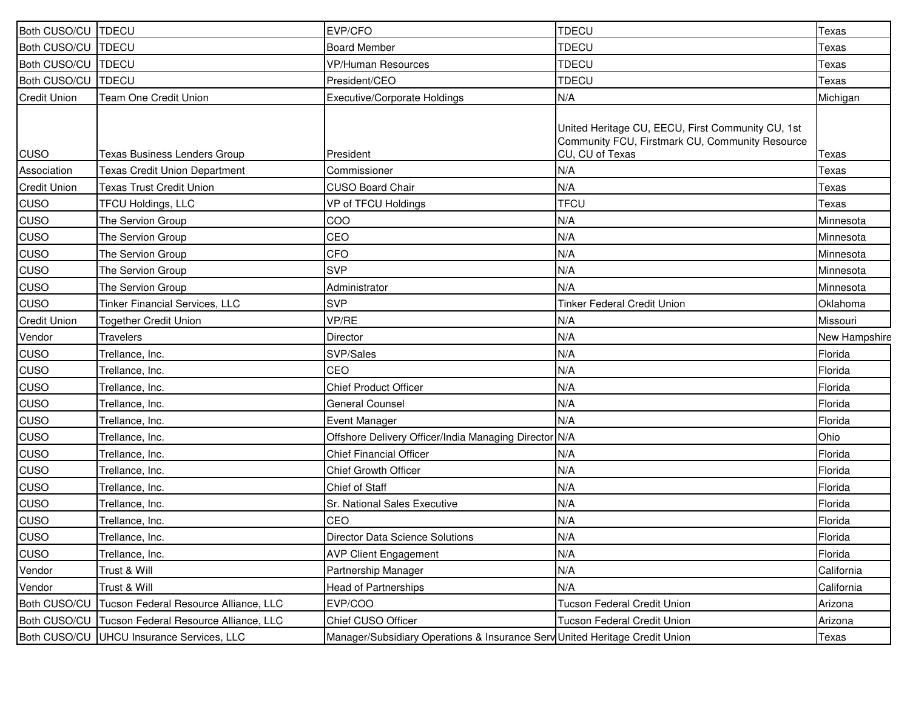| | | | | |
|---|---|---|---|---|
| Both CUSO/CU | TDECU | EVP/CFO | TDECU | Texas |
| Both CUSO/CU | TDECU | Board Member | TDECU | Texas |
| Both CUSO/CU | TDECU | VP/Human Resources | TDECU | Texas |
| Both CUSO/CU | TDECU | President/CEO | TDECU | Texas |
| Credit Union | Team One Credit Union | Executive/Corporate Holdings | N/A | Michigan |
| CUSO | Texas Business Lenders Group | President | United Heritage CU, EECU, First Community CU, 1st Community FCU, Firstmark CU, Community Resource CU, CU of Texas | Texas |
| Association | Texas Credit Union Department | Commissioner | N/A | Texas |
| Credit Union | Texas Trust Credit Union | CUSO Board Chair | N/A | Texas |
| CUSO | TFCU Holdings, LLC | VP of TFCU Holdings | TFCU | Texas |
| CUSO | The Servion Group | COO | N/A | Minnesota |
| CUSO | The Servion Group | CEO | N/A | Minnesota |
| CUSO | The Servion Group | CFO | N/A | Minnesota |
| CUSO | The Servion Group | SVP | N/A | Minnesota |
| CUSO | The Servion Group | Administrator | N/A | Minnesota |
| CUSO | Tinker Financial Services, LLC | SVP | Tinker Federal Credit Union | Oklahoma |
| Credit Union | Together Credit Union | VP/RE | N/A | Missouri |
| Vendor | Travelers | Director | N/A | New Hampshire |
| CUSO | Trellance, Inc. | SVP/Sales | N/A | Florida |
| CUSO | Trellance, Inc. | CEO | N/A | Florida |
| CUSO | Trellance, Inc. | Chief Product Officer | N/A | Florida |
| CUSO | Trellance, Inc. | General Counsel | N/A | Florida |
| CUSO | Trellance, Inc. | Event Manager | N/A | Florida |
| CUSO | Trellance, Inc. | Offshore Delivery Officer/India Managing Director | N/A | Ohio |
| CUSO | Trellance, Inc. | Chief Financial Officer | N/A | Florida |
| CUSO | Trellance, Inc. | Chief Growth Officer | N/A | Florida |
| CUSO | Trellance, Inc. | Chief of Staff | N/A | Florida |
| CUSO | Trellance, Inc. | Sr. National Sales Executive | N/A | Florida |
| CUSO | Trellance, Inc. | CEO | N/A | Florida |
| CUSO | Trellance, Inc. | Director Data Science Solutions | N/A | Florida |
| CUSO | Trellance, Inc. | AVP Client Engagement | N/A | Florida |
| Vendor | Trust & Will | Partnership Manager | N/A | California |
| Vendor | Trust & Will | Head of Partnerships | N/A | California |
| Both CUSO/CU | Tucson Federal Resource Alliance, LLC | EVP/COO | Tucson Federal Credit Union | Arizona |
| Both CUSO/CU | Tucson Federal Resource Alliance, LLC | Chief CUSO Officer | Tucson Federal Credit Union | Arizona |
| Both CUSO/CU | UHCU Insurance Services, LLC | Manager/Subsidiary Operations & Insurance Serv | United Heritage Credit Union | Texas |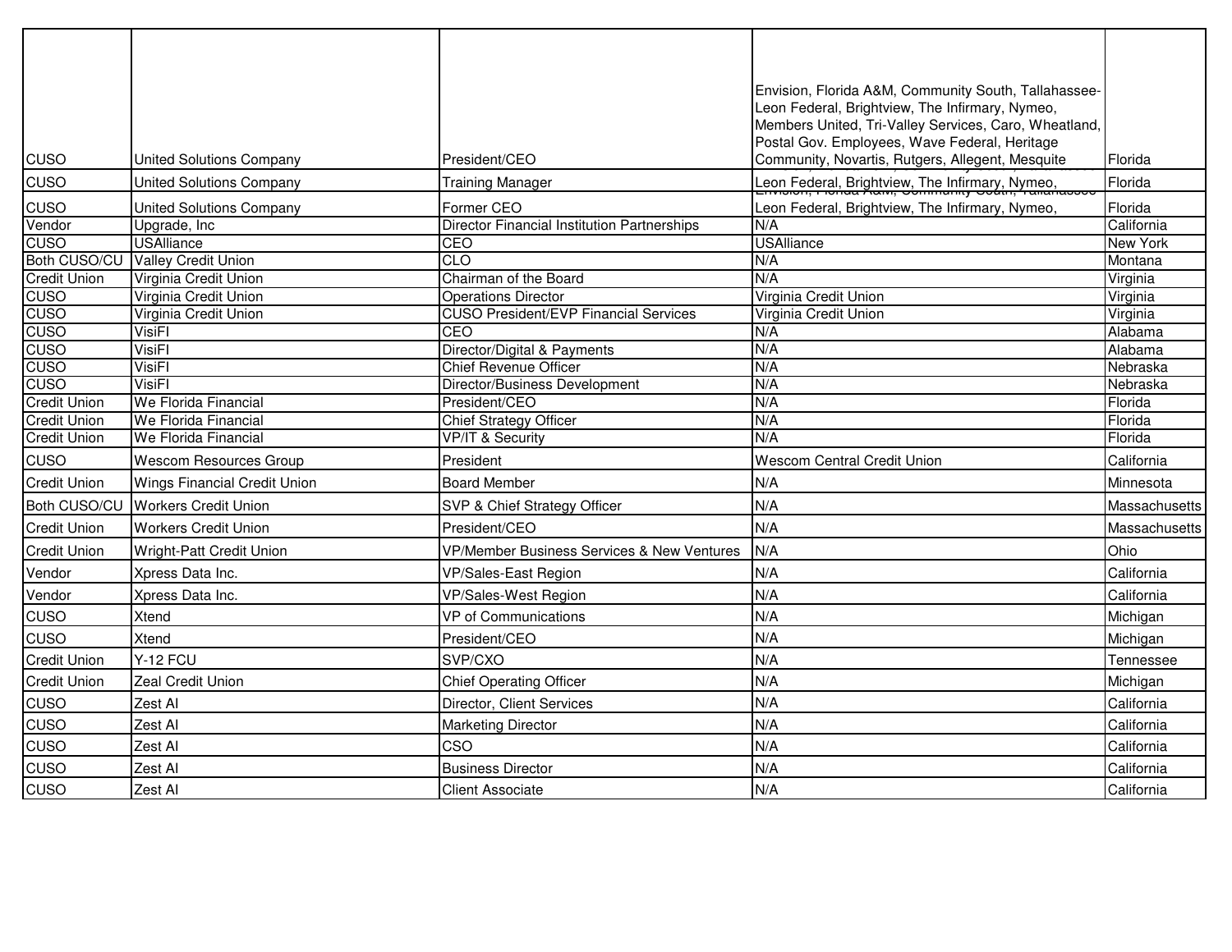| | | | | |
|---|---|---|---|---|
| CUSO | United Solutions Company | President/CEO | Envision, Florida A&M, Community South, Tallahassee-Leon Federal, Brightview, The Infirmary, Nymeo, Members United, Tri-Valley Services, Caro, Wheatland, Postal Gov. Employees, Wave Federal, Heritage Community, Novartis, Rutgers, Allegent, Mesquite | Florida |
| CUSO | United Solutions Company | Training Manager | Leon Federal, Brightview, The Infirmary, Nymeo, | Florida |
| CUSO | United Solutions Company | Former CEO | Leon Federal, Brightview, The Infirmary, Nymeo, | Florida |
| Vendor | Upgrade, Inc | Director Financial Institution Partnerships | N/A | California |
| CUSO | USAlliance | CEO | USAlliance | New York |
| Both CUSO/CU | Valley Credit Union | CLO | N/A | Montana |
| Credit Union | Virginia Credit Union | Chairman of the Board | N/A | Virginia |
| CUSO | Virginia Credit Union | Operations Director | Virginia Credit Union | Virginia |
| CUSO | Virginia Credit Union | CUSO President/EVP Financial Services | Virginia Credit Union | Virginia |
| CUSO | VisiFI | CEO | N/A | Alabama |
| CUSO | VisiFI | Director/Digital & Payments | N/A | Alabama |
| CUSO | VisiFI | Chief Revenue Officer | N/A | Nebraska |
| CUSO | VisiFI | Director/Business Development | N/A | Nebraska |
| Credit Union | We Florida Financial | President/CEO | N/A | Florida |
| Credit Union | We Florida Financial | Chief Strategy Officer | N/A | Florida |
| Credit Union | We Florida Financial | VP/IT & Security | N/A | Florida |
| CUSO | Wescom Resources Group | President | Wescom Central Credit Union | California |
| Credit Union | Wings Financial Credit Union | Board Member | N/A | Minnesota |
| Both CUSO/CU | Workers Credit Union | SVP & Chief Strategy Officer | N/A | Massachusetts |
| Credit Union | Workers Credit Union | President/CEO | N/A | Massachusetts |
| Credit Union | Wright-Patt Credit Union | VP/Member Business Services & New Ventures | N/A | Ohio |
| Vendor | Xpress Data Inc. | VP/Sales-East Region | N/A | California |
| Vendor | Xpress Data Inc. | VP/Sales-West Region | N/A | California |
| CUSO | Xtend | VP of Communications | N/A | Michigan |
| CUSO | Xtend | President/CEO | N/A | Michigan |
| Credit Union | Y-12 FCU | SVP/CXO | N/A | Tennessee |
| Credit Union | Zeal Credit Union | Chief Operating Officer | N/A | Michigan |
| CUSO | Zest AI | Director, Client Services | N/A | California |
| CUSO | Zest AI | Marketing Director | N/A | California |
| CUSO | Zest AI | CSO | N/A | California |
| CUSO | Zest AI | Business Director | N/A | California |
| CUSO | Zest AI | Client Associate | N/A | California |